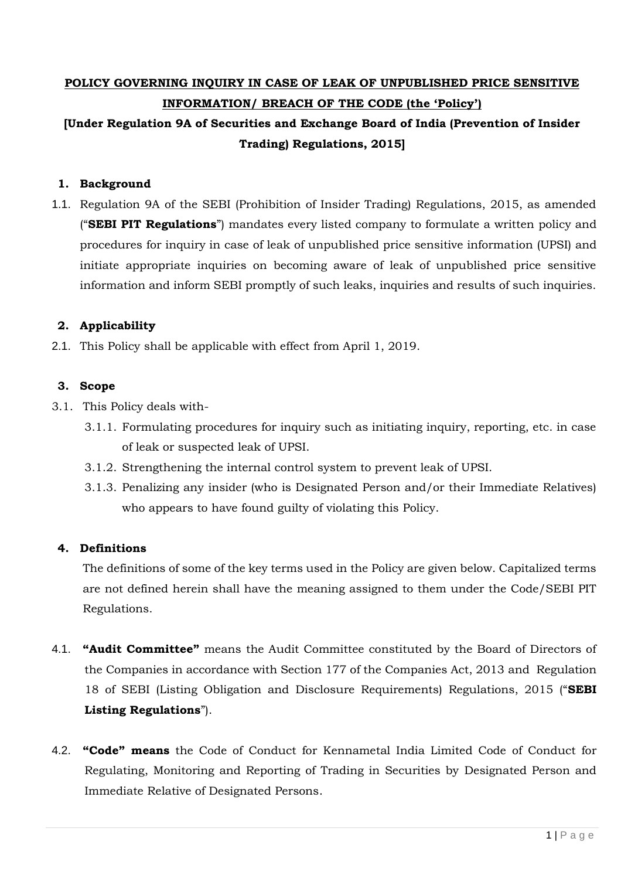**POLICY GOVERNING INQUIRY IN CASE OF LEAK OF UNPUBLISHED PRICE SENSITIVE INFORMATION/ BREACH OF THE CODE (the 'Policy')**

**[Under Regulation 9A of Securities and Exchange Board of India (Prevention of Insider Trading) Regulations, 2015]**

## 1. Background

1.1. Regulation 9A of the SEBI (Prohibition of Insider Trading) Regulations, 2015, as amended ("**SEBI PIT Regulations**") mandates every listed company to formulate a written policy and procedures for inquiry in case of leak of unpublished price sensitive information (UPSI) and initiate appropriate inquiries on becoming aware of leak of unpublished price sensitive information and inform SEBI promptly of such leaks, inquiries and results of such inquiries.

## 2. Applicability

2.1. This Policy shall be applicable with effect from April 1, 2019.

## 3. Scope

3.1. This Policy deals with-

3.1.1. Formulating procedures for inquiry such as initiating inquiry, reporting, etc. in case of leak or suspected leak of UPSI.

3.1.2. Strengthening the internal control system to prevent leak of UPSI.

3.1.3. Penalizing any insider (who is Designated Person and/or their Immediate Relatives) who appears to have found guilty of violating this Policy.

## 4. Definitions

The definitions of some of the key terms used in the Policy are given below. Capitalized terms are not defined herein shall have the meaning assigned to them under the Code/SEBI PIT Regulations.

4.1. **"Audit Committee"** means the Audit Committee constituted by the Board of Directors of the Companies in accordance with Section 177 of the Companies Act, 2013 and Regulation 18 of SEBI (Listing Obligation and Disclosure Requirements) Regulations, 2015 ("**SEBI Listing Regulations**").

4.2. **"Code" means** the Code of Conduct for Kennametal India Limited Code of Conduct for Regulating, Monitoring and Reporting of Trading in Securities by Designated Person and Immediate Relative of Designated Persons.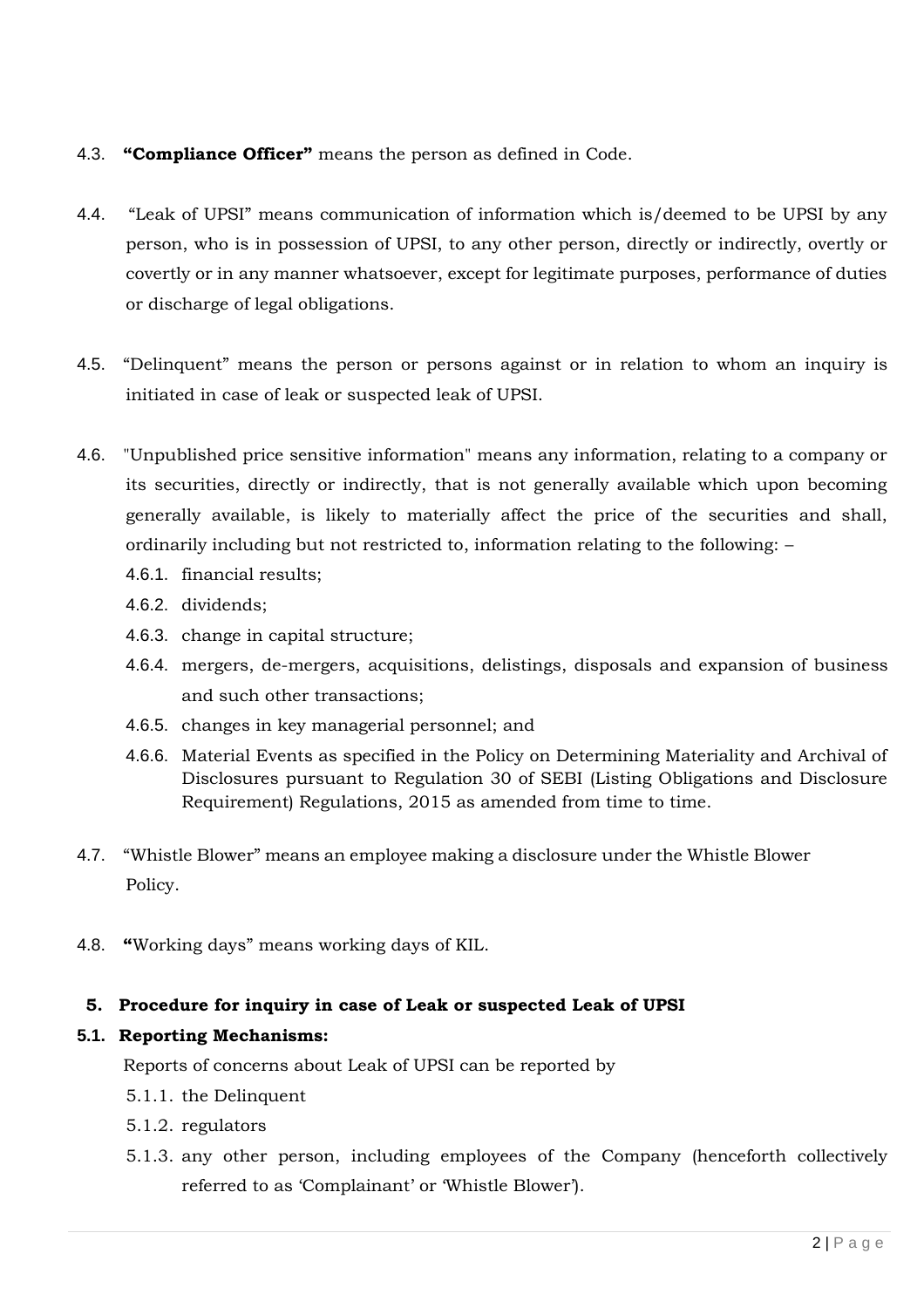4.3. **"Compliance Officer"** means the person as defined in Code.

4.4. "Leak of UPSI" means communication of information which is/deemed to be UPSI by any person, who is in possession of UPSI, to any other person, directly or indirectly, overtly or covertly or in any manner whatsoever, except for legitimate purposes, performance of duties or discharge of legal obligations.

4.5. "Delinquent" means the person or persons against or in relation to whom an inquiry is initiated in case of leak or suspected leak of UPSI.

4.6. "Unpublished price sensitive information" means any information, relating to a company or its securities, directly or indirectly, that is not generally available which upon becoming generally available, is likely to materially affect the price of the securities and shall, ordinarily including but not restricted to, information relating to the following: –

- 4.6.1. financial results;
- 4.6.2. dividends;
- 4.6.3. change in capital structure;
- 4.6.4. mergers, de-mergers, acquisitions, delistings, disposals and expansion of business and such other transactions;
- 4.6.5. changes in key managerial personnel; and
- 4.6.6. Material Events as specified in the Policy on Determining Materiality and Archival of Disclosures pursuant to Regulation 30 of SEBI (Listing Obligations and Disclosure Requirement) Regulations, 2015 as amended from time to time.

4.7. "Whistle Blower" means an employee making a disclosure under the Whistle Blower Policy.

4.8. **"**Working days" means working days of KIL.

## 5. Procedure for inquiry in case of Leak or suspected Leak of UPSI

### 5.1. Reporting Mechanisms:

Reports of concerns about Leak of UPSI can be reported by

- 5.1.1. the Delinquent
- 5.1.2. regulators
- 5.1.3. any other person, including employees of the Company (henceforth collectively referred to as 'Complainant' or 'Whistle Blower').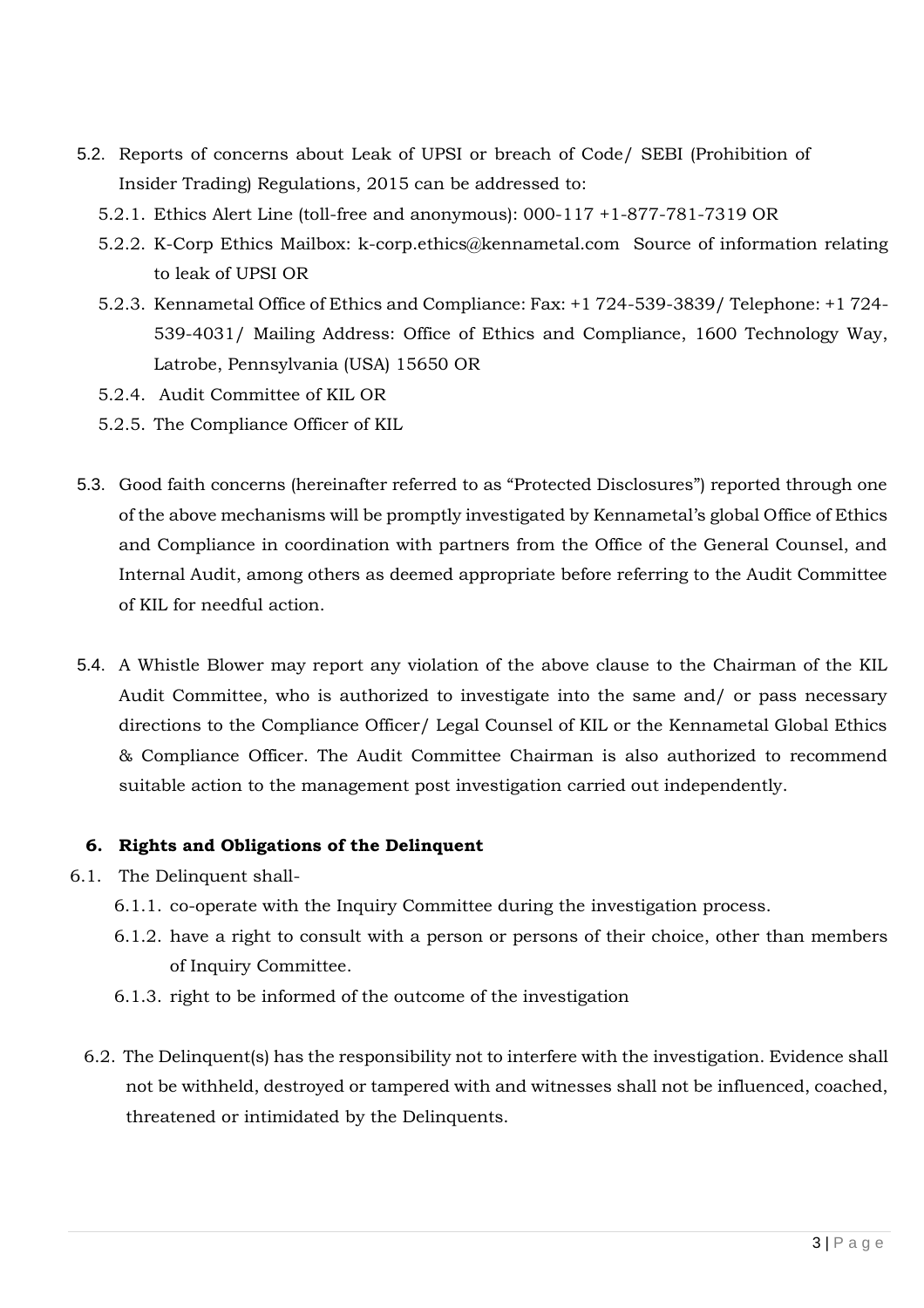5.2. Reports of concerns about Leak of UPSI or breach of Code/ SEBI (Prohibition of Insider Trading) Regulations, 2015 can be addressed to:

5.2.1. Ethics Alert Line (toll-free and anonymous): 000-117 +1-877-781-7319 OR

5.2.2. K-Corp Ethics Mailbox: k-corp.ethics@kennametal.com Source of information relating to leak of UPSI OR

5.2.3. Kennametal Office of Ethics and Compliance: Fax: +1 724-539-3839/ Telephone: +1 724-539-4031/ Mailing Address: Office of Ethics and Compliance, 1600 Technology Way, Latrobe, Pennsylvania (USA) 15650 OR

5.2.4. Audit Committee of KIL OR

5.2.5. The Compliance Officer of KIL

5.3. Good faith concerns (hereinafter referred to as "Protected Disclosures") reported through one of the above mechanisms will be promptly investigated by Kennametal's global Office of Ethics and Compliance in coordination with partners from the Office of the General Counsel, and Internal Audit, among others as deemed appropriate before referring to the Audit Committee of KIL for needful action.

5.4. A Whistle Blower may report any violation of the above clause to the Chairman of the KIL Audit Committee, who is authorized to investigate into the same and/ or pass necessary directions to the Compliance Officer/ Legal Counsel of KIL or the Kennametal Global Ethics & Compliance Officer. The Audit Committee Chairman is also authorized to recommend suitable action to the management post investigation carried out independently.

## 6. Rights and Obligations of the Delinquent

6.1. The Delinquent shall-

6.1.1. co-operate with the Inquiry Committee during the investigation process.

6.1.2. have a right to consult with a person or persons of their choice, other than members of Inquiry Committee.

6.1.3. right to be informed of the outcome of the investigation

6.2. The Delinquent(s) has the responsibility not to interfere with the investigation. Evidence shall not be withheld, destroyed or tampered with and witnesses shall not be influenced, coached, threatened or intimidated by the Delinquents.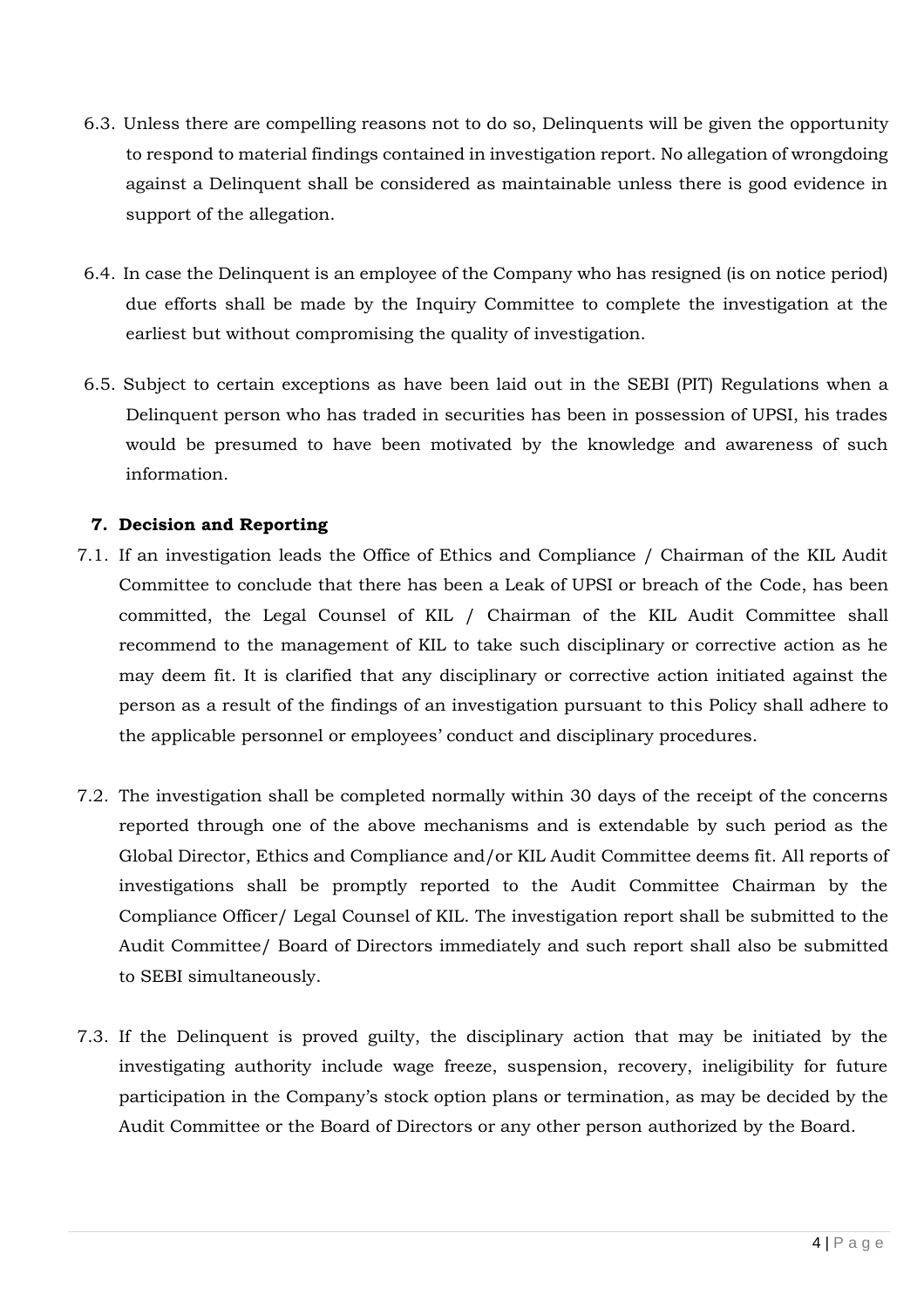6.3. Unless there are compelling reasons not to do so, Delinquents will be given the opportunity to respond to material findings contained in investigation report. No allegation of wrongdoing against a Delinquent shall be considered as maintainable unless there is good evidence in support of the allegation.

6.4. In case the Delinquent is an employee of the Company who has resigned (is on notice period) due efforts shall be made by the Inquiry Committee to complete the investigation at the earliest but without compromising the quality of investigation.

6.5. Subject to certain exceptions as have been laid out in the SEBI (PIT) Regulations when a Delinquent person who has traded in securities has been in possession of UPSI, his trades would be presumed to have been motivated by the knowledge and awareness of such information.

## 7. Decision and Reporting

7.1. If an investigation leads the Office of Ethics and Compliance / Chairman of the KIL Audit Committee to conclude that there has been a Leak of UPSI or breach of the Code, has been committed, the Legal Counsel of KIL / Chairman of the KIL Audit Committee shall recommend to the management of KIL to take such disciplinary or corrective action as he may deem fit. It is clarified that any disciplinary or corrective action initiated against the person as a result of the findings of an investigation pursuant to this Policy shall adhere to the applicable personnel or employees' conduct and disciplinary procedures.

7.2. The investigation shall be completed normally within 30 days of the receipt of the concerns reported through one of the above mechanisms and is extendable by such period as the Global Director, Ethics and Compliance and/or KIL Audit Committee deems fit. All reports of investigations shall be promptly reported to the Audit Committee Chairman by the Compliance Officer/ Legal Counsel of KIL. The investigation report shall be submitted to the Audit Committee/ Board of Directors immediately and such report shall also be submitted to SEBI simultaneously.

7.3. If the Delinquent is proved guilty, the disciplinary action that may be initiated by the investigating authority include wage freeze, suspension, recovery, ineligibility for future participation in the Company's stock option plans or termination, as may be decided by the Audit Committee or the Board of Directors or any other person authorized by the Board.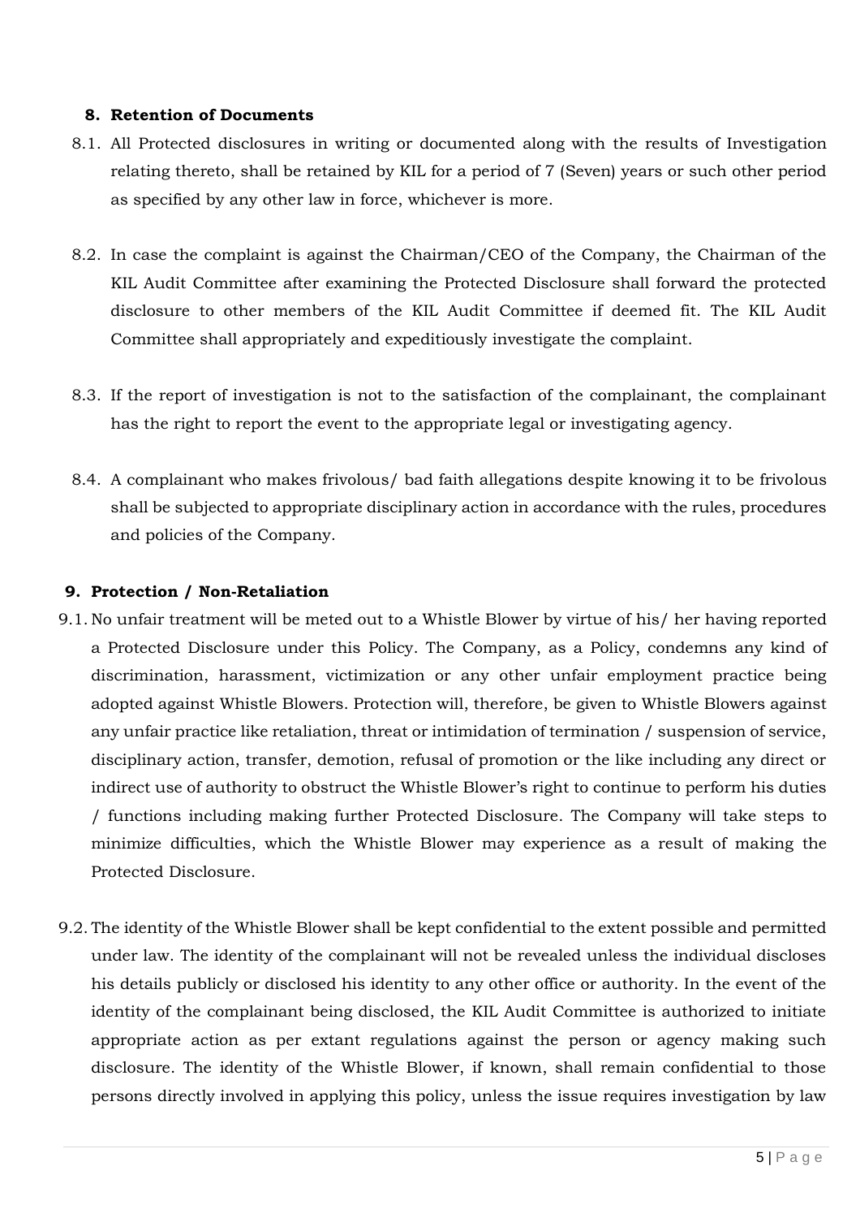## 8. Retention of Documents

8.1. All Protected disclosures in writing or documented along with the results of Investigation relating thereto, shall be retained by KIL for a period of 7 (Seven) years or such other period as specified by any other law in force, whichever is more.

8.2. In case the complaint is against the Chairman/CEO of the Company, the Chairman of the KIL Audit Committee after examining the Protected Disclosure shall forward the protected disclosure to other members of the KIL Audit Committee if deemed fit. The KIL Audit Committee shall appropriately and expeditiously investigate the complaint.

8.3. If the report of investigation is not to the satisfaction of the complainant, the complainant has the right to report the event to the appropriate legal or investigating agency.

8.4. A complainant who makes frivolous/ bad faith allegations despite knowing it to be frivolous shall be subjected to appropriate disciplinary action in accordance with the rules, procedures and policies of the Company.

## 9. Protection / Non-Retaliation

9.1. No unfair treatment will be meted out to a Whistle Blower by virtue of his/ her having reported a Protected Disclosure under this Policy. The Company, as a Policy, condemns any kind of discrimination, harassment, victimization or any other unfair employment practice being adopted against Whistle Blowers. Protection will, therefore, be given to Whistle Blowers against any unfair practice like retaliation, threat or intimidation of termination / suspension of service, disciplinary action, transfer, demotion, refusal of promotion or the like including any direct or indirect use of authority to obstruct the Whistle Blower's right to continue to perform his duties / functions including making further Protected Disclosure. The Company will take steps to minimize difficulties, which the Whistle Blower may experience as a result of making the Protected Disclosure.

9.2. The identity of the Whistle Blower shall be kept confidential to the extent possible and permitted under law. The identity of the complainant will not be revealed unless the individual discloses his details publicly or disclosed his identity to any other office or authority. In the event of the identity of the complainant being disclosed, the KIL Audit Committee is authorized to initiate appropriate action as per extant regulations against the person or agency making such disclosure. The identity of the Whistle Blower, if known, shall remain confidential to those persons directly involved in applying this policy, unless the issue requires investigation by law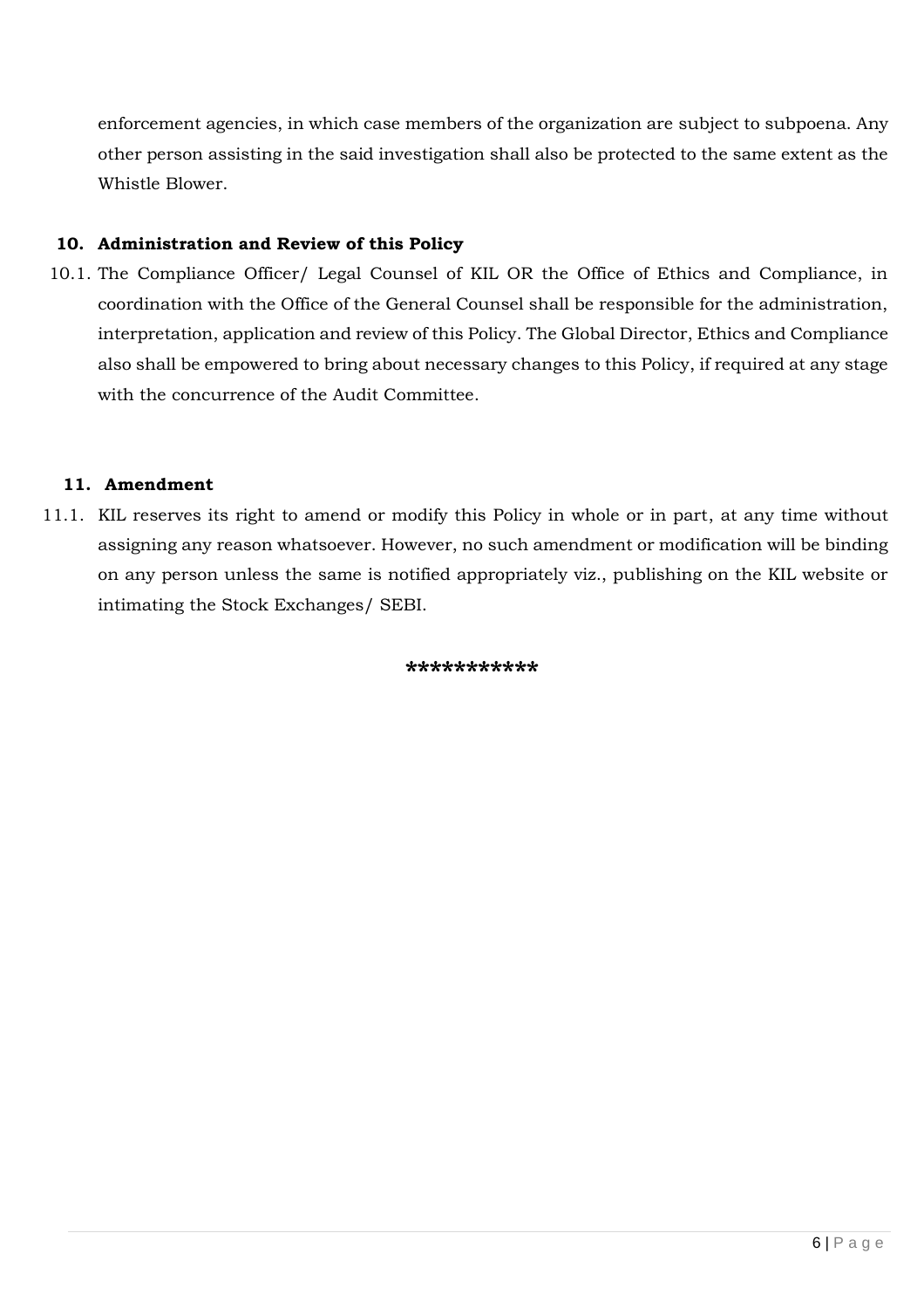enforcement agencies, in which case members of the organization are subject to subpoena. Any other person assisting in the said investigation shall also be protected to the same extent as the Whistle Blower.

## 10. Administration and Review of this Policy

10.1. The Compliance Officer/ Legal Counsel of KIL OR the Office of Ethics and Compliance, in coordination with the Office of the General Counsel shall be responsible for the administration, interpretation, application and review of this Policy. The Global Director, Ethics and Compliance also shall be empowered to bring about necessary changes to this Policy, if required at any stage with the concurrence of the Audit Committee.

## 11. Amendment

11.1. KIL reserves its right to amend or modify this Policy in whole or in part, at any time without assigning any reason whatsoever. However, no such amendment or modification will be binding on any person unless the same is notified appropriately viz., publishing on the KIL website or intimating the Stock Exchanges/ SEBI.

***********